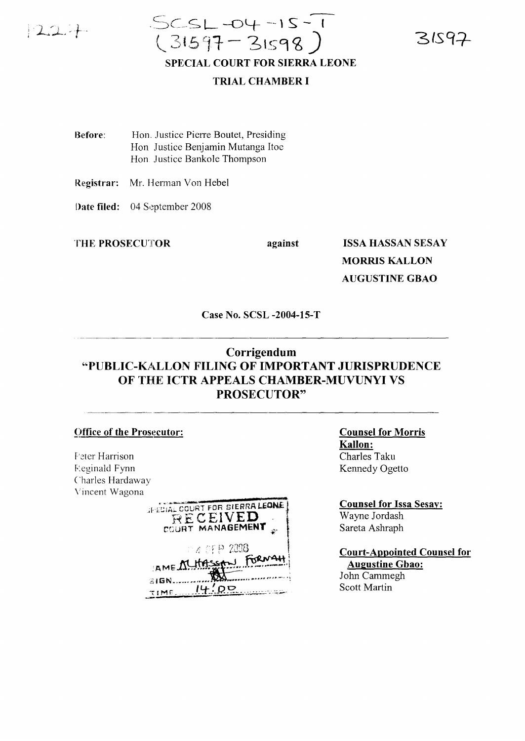SCSL-04-15-T
(31597 - 31598)

31597

**SPECIAL COURT FOR SIERRA LEONE**

**TRIAL CHAMBER I**

**Before:** Hon. Justice Pierre Boutet, Presiding
Hon. Justice Benjamin Mutanga Itoe
Hon. Justice Bankole Thompson

**Registrar:** Mr. Herman Von Hebel

**Date filed:** 04 September 2008

**THE PROSECUTOR** against **ISSA HASSAN SESAY**
**MORRIS KALLON**
**AUGUSTINE GBAO**

**Case No. SCSL -2004-15-T**

---

# Corrigendum
# "PUBLIC-KALLON FILING OF IMPORTANT JURISPRUDENCE OF THE ICTR APPEALS CHAMBER-MUVUNYI VS PROSECUTOR"

---

**Office of the Prosecutor:**

Peter Harrison
Reginald Fynn
Charles Hardaway
Vincent Wagona

SPECIAL COURT FOR SIERRA LEONE
RECEIVED
COURT MANAGEMENT
04 SEP 2008
NAME Alhassan Fornah
SIGN
TIME 14:00

**Counsel for Morris Kallon:**
Charles Taku
Kennedy Ogetto

**Counsel for Issa Sesay:**
Wayne Jordash
Sareta Ashraph

**Court-Appointed Counsel for Augustine Gbao:**
John Cammegh
Scott Martin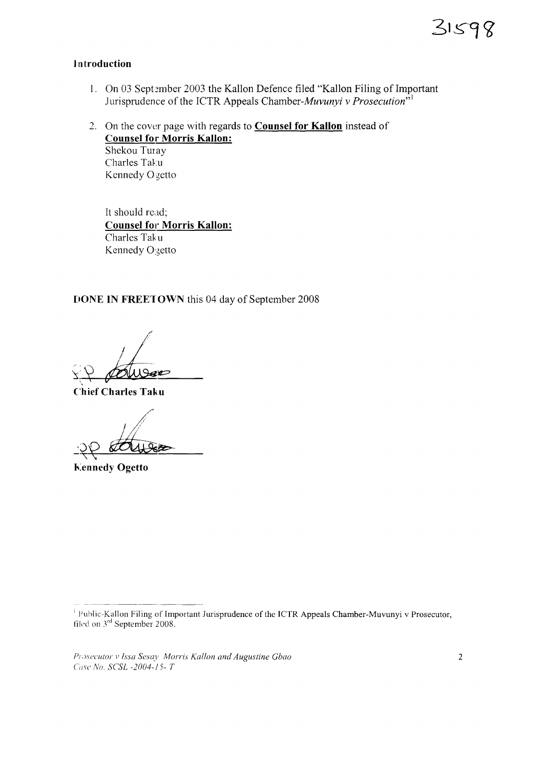### Introduction

1. On 03 September 2003 the Kallon Defence filed "Kallon Filing of Important Jurisprudence of the ICTR Appeals Chamber-*Muvunyi v Prosecution*"[1]

2. On the cover page with regards to **Counsel for Kallon** instead of
   **Counsel for Morris Kallon:**
   Shekou Turay
   Charles Taku
   Kennedy Ogetto

   It should read;
   **Counsel for Morris Kallon:**
   Charles Taku
   Kennedy Ogetto

**DONE IN FREETOWN** this 04 day of September 2008

**Chief Charles Taku**

**Kennedy Ogetto**

[1] Public-Kallon Filing of Important Jurisprudence of the ICTR Appeals Chamber-Muvunyi v Prosecutor, filed on 3rd September 2008.